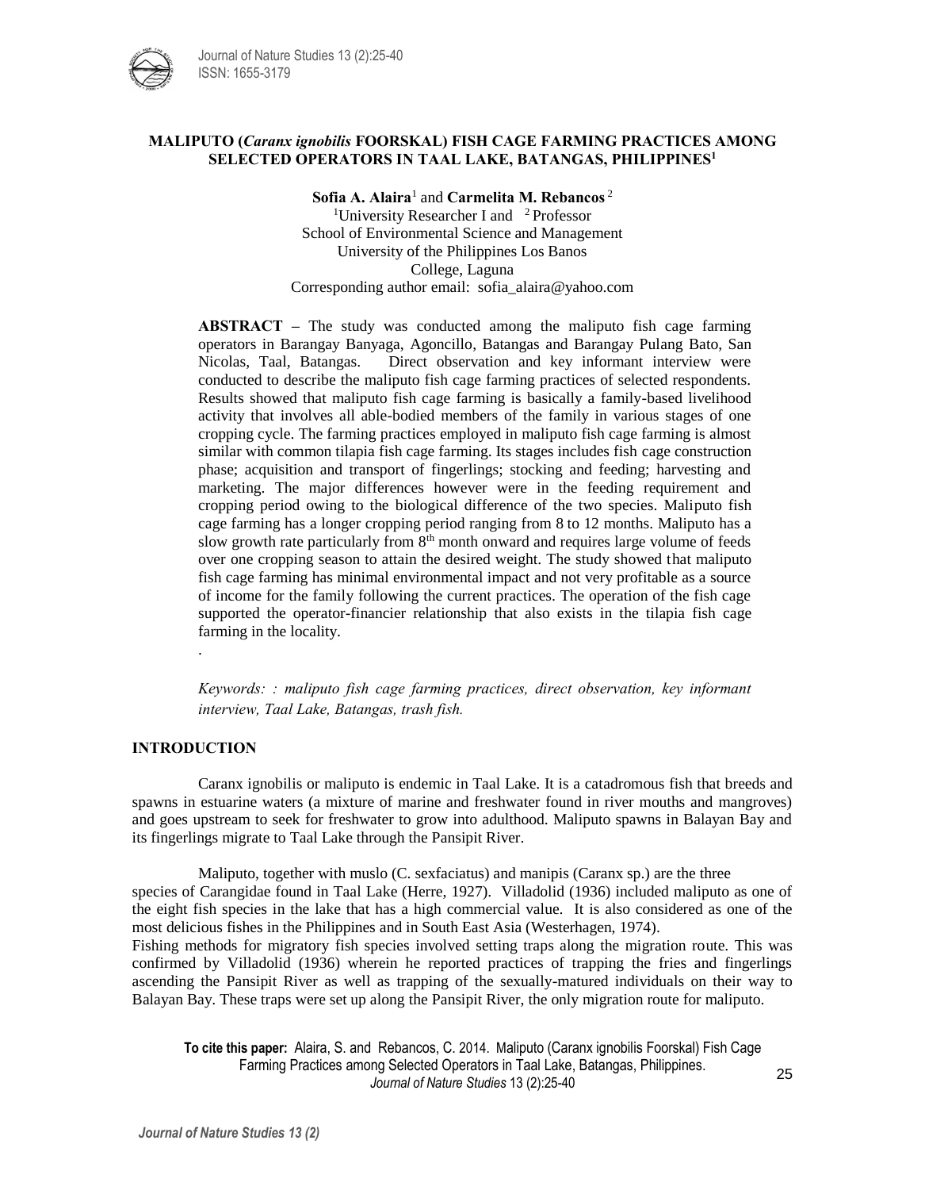# MALIPUTO (*Caranx ignobilis* FOORSKAL) FISH CAGE FARMING PRACTICES AMONG SELECTED OPERATORS IN TAAL LAKE, BATANGAS, PHILIPPINES[1]

**Sofia A. Alaira**[1] and **Carmelita M. Rebancos**[2]

[1]University Researcher I and [2] Professor
School of Environmental Science and Management
University of the Philippines Los Banos
College, Laguna
Corresponding author email: sofia_alaira@yahoo.com

**ABSTRACT –** The study was conducted among the maliputo fish cage farming operators in Barangay Banyaga, Agoncillo, Batangas and Barangay Pulang Bato, San Nicolas, Taal, Batangas. Direct observation and key informant interview were conducted to describe the maliputo fish cage farming practices of selected respondents. Results showed that maliputo fish cage farming is basically a family-based livelihood activity that involves all able-bodied members of the family in various stages of one cropping cycle. The farming practices employed in maliputo fish cage farming is almost similar with common tilapia fish cage farming. Its stages includes fish cage construction phase; acquisition and transport of fingerlings; stocking and feeding; harvesting and marketing. The major differences however were in the feeding requirement and cropping period owing to the biological difference of the two species. Maliputo fish cage farming has a longer cropping period ranging from 8 to 12 months. Maliputo has a slow growth rate particularly from 8th month onward and requires large volume of feeds over one cropping season to attain the desired weight. The study showed that maliputo fish cage farming has minimal environmental impact and not very profitable as a source of income for the family following the current practices. The operation of the fish cage supported the operator-financier relationship that also exists in the tilapia fish cage farming in the locality.

.

*Keywords: : maliputo fish cage farming practices, direct observation, key informant interview, Taal Lake, Batangas, trash fish.*

## INTRODUCTION

Caranx ignobilis or maliputo is endemic in Taal Lake. It is a catadromous fish that breeds and spawns in estuarine waters (a mixture of marine and freshwater found in river mouths and mangroves) and goes upstream to seek for freshwater to grow into adulthood. Maliputo spawns in Balayan Bay and its fingerlings migrate to Taal Lake through the Pansipit River.

Maliputo, together with muslo (C. sexfaciatus) and manipis (Caranx sp.) are the three species of Carangidae found in Taal Lake (Herre, 1927). Villadolid (1936) included maliputo as one of the eight fish species in the lake that has a high commercial value. It is also considered as one of the most delicious fishes in the Philippines and in South East Asia (Westerhagen, 1974).

Fishing methods for migratory fish species involved setting traps along the migration route. This was confirmed by Villadolid (1936) wherein he reported practices of trapping the fries and fingerlings ascending the Pansipit River as well as trapping of the sexually-matured individuals on their way to Balayan Bay. These traps were set up along the Pansipit River, the only migration route for maliputo.

**To cite this paper:** Alaira, S. and Rebancos, C. 2014. Maliputo (Caranx ignobilis Foorskal) Fish Cage Farming Practices among Selected Operators in Taal Lake, Batangas, Philippines. *Journal of Nature Studies* 13 (2):25-40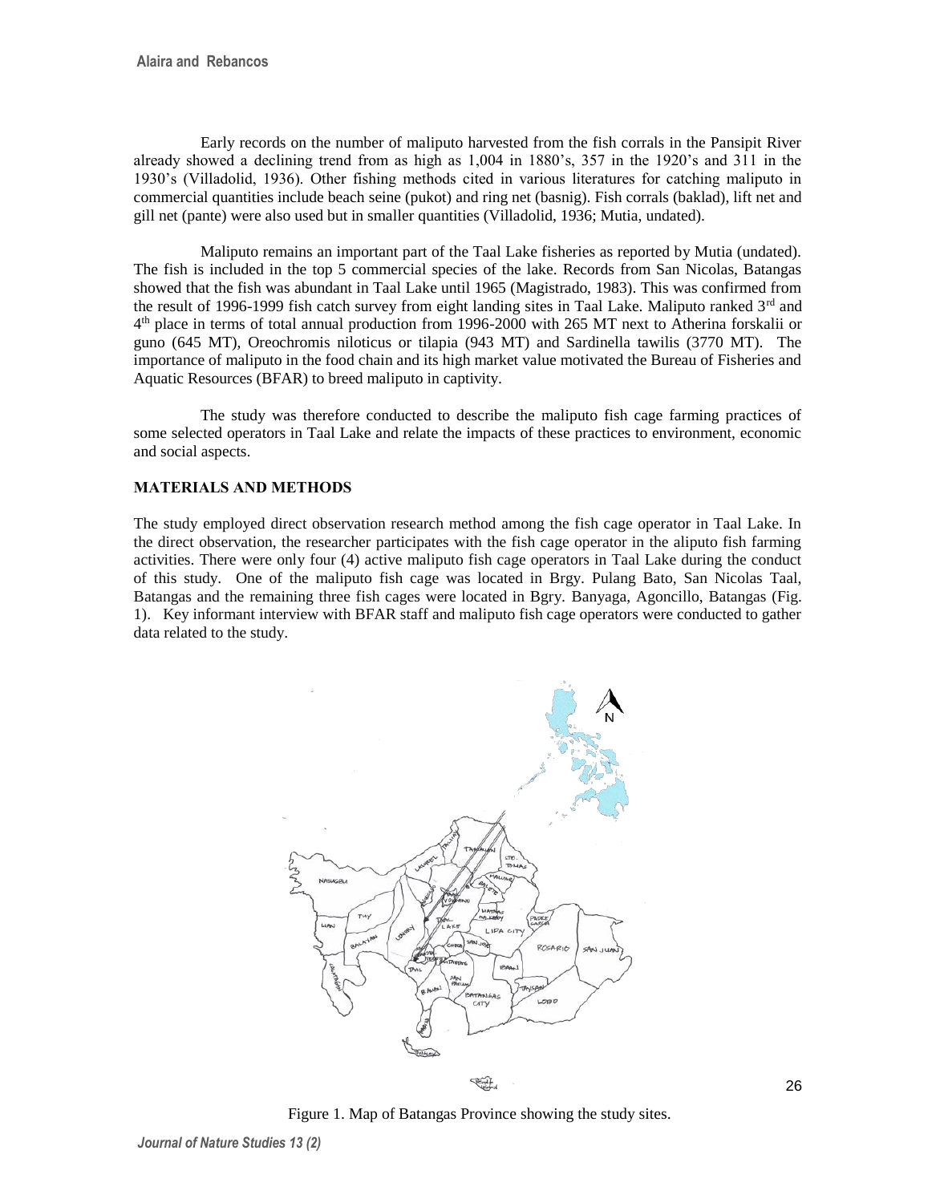Early records on the number of maliputo harvested from the fish corrals in the Pansipit River already showed a declining trend from as high as 1,004 in 1880's, 357 in the 1920's and 311 in the 1930's (Villadolid, 1936). Other fishing methods cited in various literatures for catching maliputo in commercial quantities include beach seine (pukot) and ring net (basnig). Fish corrals (baklad), lift net and gill net (pante) were also used but in smaller quantities (Villadolid, 1936; Mutia, undated).

Maliputo remains an important part of the Taal Lake fisheries as reported by Mutia (undated). The fish is included in the top 5 commercial species of the lake. Records from San Nicolas, Batangas showed that the fish was abundant in Taal Lake until 1965 (Magistrado, 1983). This was confirmed from the result of 1996-1999 fish catch survey from eight landing sites in Taal Lake. Maliputo ranked 3rd and 4th place in terms of total annual production from 1996-2000 with 265 MT next to Atherina forskalii or guno (645 MT), Oreochromis niloticus or tilapia (943 MT) and Sardinella tawilis (3770 MT). The importance of maliputo in the food chain and its high market value motivated the Bureau of Fisheries and Aquatic Resources (BFAR) to breed maliputo in captivity.

The study was therefore conducted to describe the maliputo fish cage farming practices of some selected operators in Taal Lake and relate the impacts of these practices to environment, economic and social aspects.

## MATERIALS AND METHODS

The study employed direct observation research method among the fish cage operator in Taal Lake. In the direct observation, the researcher participates with the fish cage operator in the aliputo fish farming activities. There were only four (4) active maliputo fish cage operators in Taal Lake during the conduct of this study. One of the maliputo fish cage was located in Brgy. Pulang Bato, San Nicolas Taal, Batangas and the remaining three fish cages were located in Bgry. Banyaga, Agoncillo, Batangas (Fig. 1). Key informant interview with BFAR staff and maliputo fish cage operators were conducted to gather data related to the study.

Figure 1. Map of Batangas Province showing the study sites.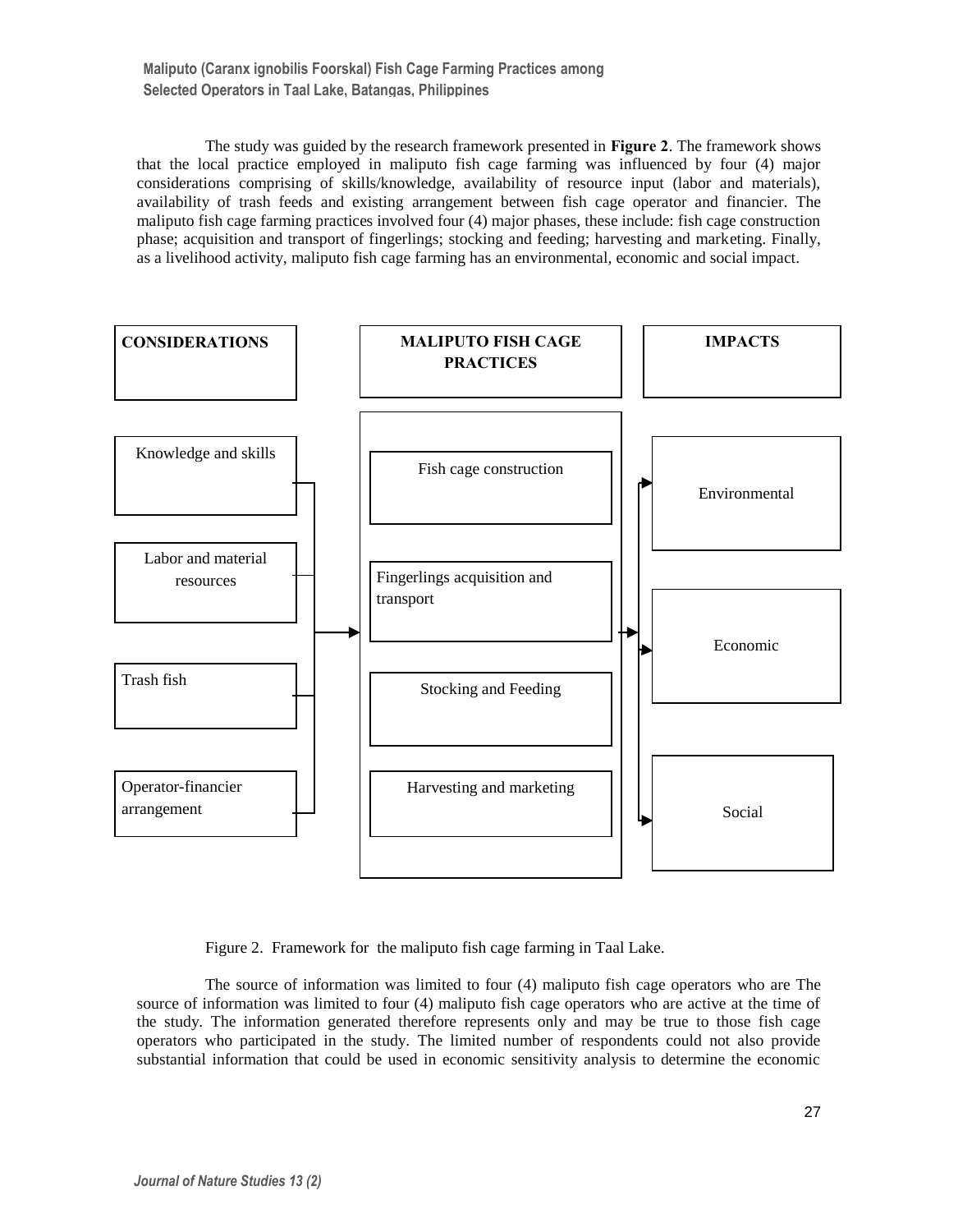The study was guided by the research framework presented in **Figure 2**. The framework shows that the local practice employed in maliputo fish cage farming was influenced by four (4) major considerations comprising of skills/knowledge, availability of resource input (labor and materials), availability of trash feeds and existing arrangement between fish cage operator and financier. The maliputo fish cage farming practices involved four (4) major phases, these include: fish cage construction phase; acquisition and transport of fingerlings; stocking and feeding; harvesting and marketing. Finally, as a livelihood activity, maliputo fish cage farming has an environmental, economic and social impact.

| CONSIDERATIONS | MALIPUTO FISH CAGE PRACTICES | IMPACTS |
|---|---|---|
| Knowledge and skills | Fish cage construction | Environmental |
| Labor and material resources | Fingerlings acquisition and transport | Economic |
| Trash fish | Stocking and Feeding | Social |
| Operator-financier arrangement | Harvesting and marketing | |

Figure 2. Framework for the maliputo fish cage farming in Taal Lake.

The source of information was limited to four (4) maliputo fish cage operators who are The source of information was limited to four (4) maliputo fish cage operators who are active at the time of the study. The information generated therefore represents only and may be true to those fish cage operators who participated in the study. The limited number of respondents could not also provide substantial information that could be used in economic sensitivity analysis to determine the economic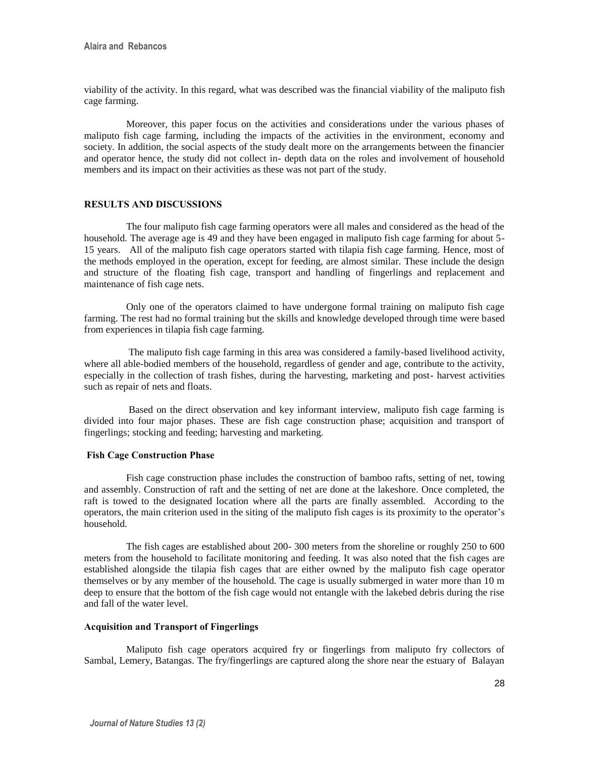viability of the activity. In this regard, what was described was the financial viability of the maliputo fish cage farming.

Moreover, this paper focus on the activities and considerations under the various phases of maliputo fish cage farming, including the impacts of the activities in the environment, economy and society. In addition, the social aspects of the study dealt more on the arrangements between the financier and operator hence, the study did not collect in- depth data on the roles and involvement of household members and its impact on their activities as these was not part of the study.

## RESULTS AND DISCUSSIONS

The four maliputo fish cage farming operators were all males and considered as the head of the household. The average age is 49 and they have been engaged in maliputo fish cage farming for about 5-15 years. All of the maliputo fish cage operators started with tilapia fish cage farming. Hence, most of the methods employed in the operation, except for feeding, are almost similar. These include the design and structure of the floating fish cage, transport and handling of fingerlings and replacement and maintenance of fish cage nets.

Only one of the operators claimed to have undergone formal training on maliputo fish cage farming. The rest had no formal training but the skills and knowledge developed through time were based from experiences in tilapia fish cage farming.

The maliputo fish cage farming in this area was considered a family-based livelihood activity, where all able-bodied members of the household, regardless of gender and age, contribute to the activity, especially in the collection of trash fishes, during the harvesting, marketing and post- harvest activities such as repair of nets and floats.

Based on the direct observation and key informant interview, maliputo fish cage farming is divided into four major phases. These are fish cage construction phase; acquisition and transport of fingerlings; stocking and feeding; harvesting and marketing.

### Fish Cage Construction Phase

Fish cage construction phase includes the construction of bamboo rafts, setting of net, towing and assembly. Construction of raft and the setting of net are done at the lakeshore. Once completed, the raft is towed to the designated location where all the parts are finally assembled. According to the operators, the main criterion used in the siting of the maliputo fish cages is its proximity to the operator's household.

The fish cages are established about 200- 300 meters from the shoreline or roughly 250 to 600 meters from the household to facilitate monitoring and feeding. It was also noted that the fish cages are established alongside the tilapia fish cages that are either owned by the maliputo fish cage operator themselves or by any member of the household. The cage is usually submerged in water more than 10 m deep to ensure that the bottom of the fish cage would not entangle with the lakebed debris during the rise and fall of the water level.

### Acquisition and Transport of Fingerlings

Maliputo fish cage operators acquired fry or fingerlings from maliputo fry collectors of Sambal, Lemery, Batangas. The fry/fingerlings are captured along the shore near the estuary of Balayan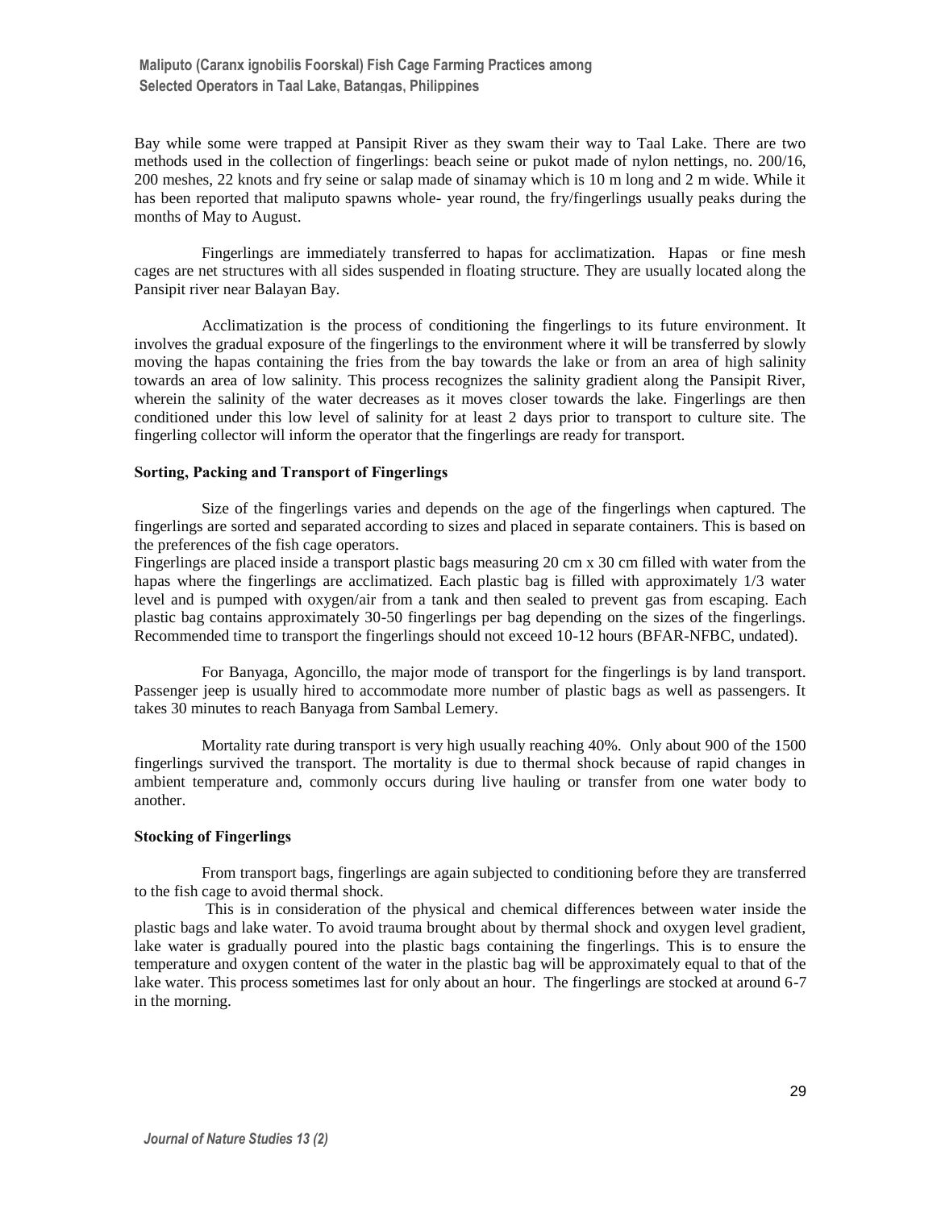Bay while some were trapped at Pansipit River as they swam their way to Taal Lake. There are two methods used in the collection of fingerlings: beach seine or pukot made of nylon nettings, no. 200/16, 200 meshes, 22 knots and fry seine or salap made of sinamay which is 10 m long and 2 m wide. While it has been reported that maliputo spawns whole- year round, the fry/fingerlings usually peaks during the months of May to August.

Fingerlings are immediately transferred to hapas for acclimatization. Hapas or fine mesh cages are net structures with all sides suspended in floating structure. They are usually located along the Pansipit river near Balayan Bay.

Acclimatization is the process of conditioning the fingerlings to its future environment. It involves the gradual exposure of the fingerlings to the environment where it will be transferred by slowly moving the hapas containing the fries from the bay towards the lake or from an area of high salinity towards an area of low salinity. This process recognizes the salinity gradient along the Pansipit River, wherein the salinity of the water decreases as it moves closer towards the lake. Fingerlings are then conditioned under this low level of salinity for at least 2 days prior to transport to culture site. The fingerling collector will inform the operator that the fingerlings are ready for transport.

**Sorting, Packing and Transport of Fingerlings**

Size of the fingerlings varies and depends on the age of the fingerlings when captured. The fingerlings are sorted and separated according to sizes and placed in separate containers. This is based on the preferences of the fish cage operators.

Fingerlings are placed inside a transport plastic bags measuring 20 cm x 30 cm filled with water from the hapas where the fingerlings are acclimatized. Each plastic bag is filled with approximately 1/3 water level and is pumped with oxygen/air from a tank and then sealed to prevent gas from escaping. Each plastic bag contains approximately 30-50 fingerlings per bag depending on the sizes of the fingerlings. Recommended time to transport the fingerlings should not exceed 10-12 hours (BFAR-NFBC, undated).

For Banyaga, Agoncillo, the major mode of transport for the fingerlings is by land transport. Passenger jeep is usually hired to accommodate more number of plastic bags as well as passengers. It takes 30 minutes to reach Banyaga from Sambal Lemery.

Mortality rate during transport is very high usually reaching 40%. Only about 900 of the 1500 fingerlings survived the transport. The mortality is due to thermal shock because of rapid changes in ambient temperature and, commonly occurs during live hauling or transfer from one water body to another.

**Stocking of Fingerlings**

From transport bags, fingerlings are again subjected to conditioning before they are transferred to the fish cage to avoid thermal shock.

This is in consideration of the physical and chemical differences between water inside the plastic bags and lake water. To avoid trauma brought about by thermal shock and oxygen level gradient, lake water is gradually poured into the plastic bags containing the fingerlings. This is to ensure the temperature and oxygen content of the water in the plastic bag will be approximately equal to that of the lake water. This process sometimes last for only about an hour. The fingerlings are stocked at around 6-7 in the morning.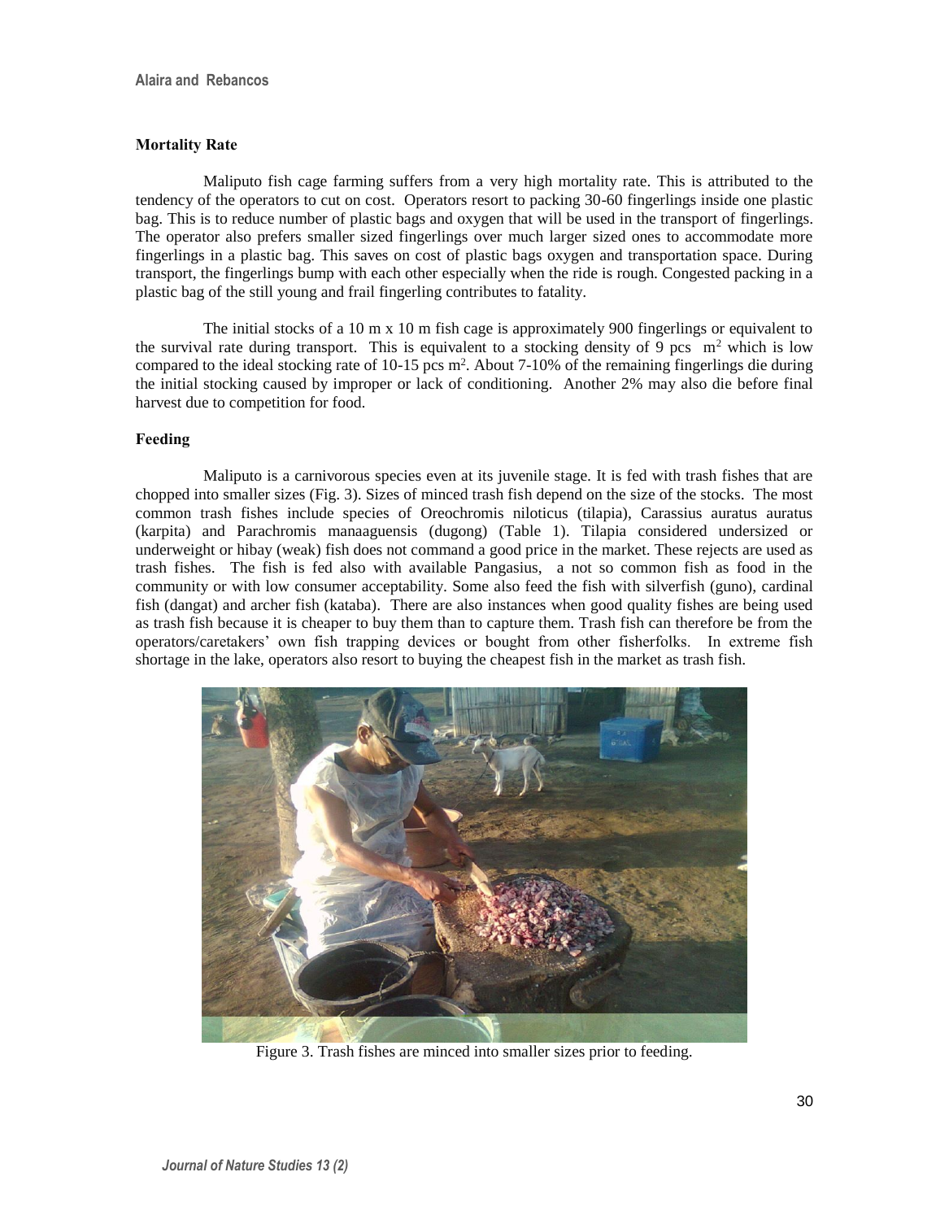### Mortality Rate

Maliputo fish cage farming suffers from a very high mortality rate. This is attributed to the tendency of the operators to cut on cost. Operators resort to packing 30-60 fingerlings inside one plastic bag. This is to reduce number of plastic bags and oxygen that will be used in the transport of fingerlings. The operator also prefers smaller sized fingerlings over much larger sized ones to accommodate more fingerlings in a plastic bag. This saves on cost of plastic bags oxygen and transportation space. During transport, the fingerlings bump with each other especially when the ride is rough. Congested packing in a plastic bag of the still young and frail fingerling contributes to fatality.

The initial stocks of a 10 m x 10 m fish cage is approximately 900 fingerlings or equivalent to the survival rate during transport. This is equivalent to a stocking density of 9 pcs $m^2$ which is low compared to the ideal stocking rate of 10-15 pcs $m^2$. About 7-10% of the remaining fingerlings die during the initial stocking caused by improper or lack of conditioning. Another 2% may also die before final harvest due to competition for food.

### Feeding

Maliputo is a carnivorous species even at its juvenile stage. It is fed with trash fishes that are chopped into smaller sizes (Fig. 3). Sizes of minced trash fish depend on the size of the stocks. The most common trash fishes include species of Oreochromis niloticus (tilapia), Carassius auratus auratus (karpita) and Parachromis manaaguensis (dugong) (Table 1). Tilapia considered undersized or underweight or hibay (weak) fish does not command a good price in the market. These rejects are used as trash fishes. The fish is fed also with available Pangasius, a not so common fish as food in the community or with low consumer acceptability. Some also feed the fish with silverfish (guno), cardinal fish (dangat) and archer fish (kataba). There are also instances when good quality fishes are being used as trash fish because it is cheaper to buy them than to capture them. Trash fish can therefore be from the operators/caretakers' own fish trapping devices or bought from other fisherfolks. In extreme fish shortage in the lake, operators also resort to buying the cheapest fish in the market as trash fish.

Figure 3. Trash fishes are minced into smaller sizes prior to feeding.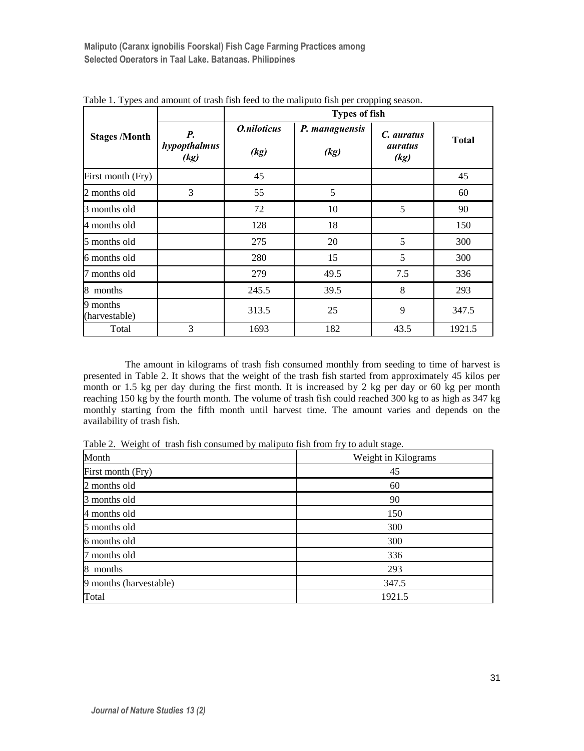Table 1. Types and amount of trash fish feed to the maliputo fish per cropping season.

| Stages /Month | | Types of fish | | | |
|---|---|---|---|---|---|
| | ***P. hypopthalmus* (kg)** | ***O.niloticus* (kg)** | ***P. managuensis* (kg)** | ***C. auratus auratus* (kg)** | **Total** |
| First month (Fry) | | 45 | | | 45 |
| 2 months old | 3 | 55 | 5 | | 60 |
| 3 months old | | 72 | 10 | 5 | 90 |
| 4 months old | | 128 | 18 | | 150 |
| 5 months old | | 275 | 20 | 5 | 300 |
| 6 months old | | 280 | 15 | 5 | 300 |
| 7 months old | | 279 | 49.5 | 7.5 | 336 |
| 8 months | | 245.5 | 39.5 | 8 | 293 |
| 9 months (harvestable) | | 313.5 | 25 | 9 | 347.5 |
| Total | 3 | 1693 | 182 | 43.5 | 1921.5 |

The amount in kilograms of trash fish consumed monthly from seeding to time of harvest is presented in Table 2. It shows that the weight of the trash fish started from approximately 45 kilos per month or 1.5 kg per day during the first month. It is increased by 2 kg per day or 60 kg per month reaching 150 kg by the fourth month. The volume of trash fish could reached 300 kg to as high as 347 kg monthly starting from the fifth month until harvest time. The amount varies and depends on the availability of trash fish.

Table 2. Weight of trash fish consumed by maliputo fish from fry to adult stage.

| Month | Weight in Kilograms |
|---|---|
| First month (Fry) | 45 |
| 2 months old | 60 |
| 3 months old | 90 |
| 4 months old | 150 |
| 5 months old | 300 |
| 6 months old | 300 |
| 7 months old | 336 |
| 8 months | 293 |
| 9 months (harvestable) | 347.5 |
| Total | 1921.5 |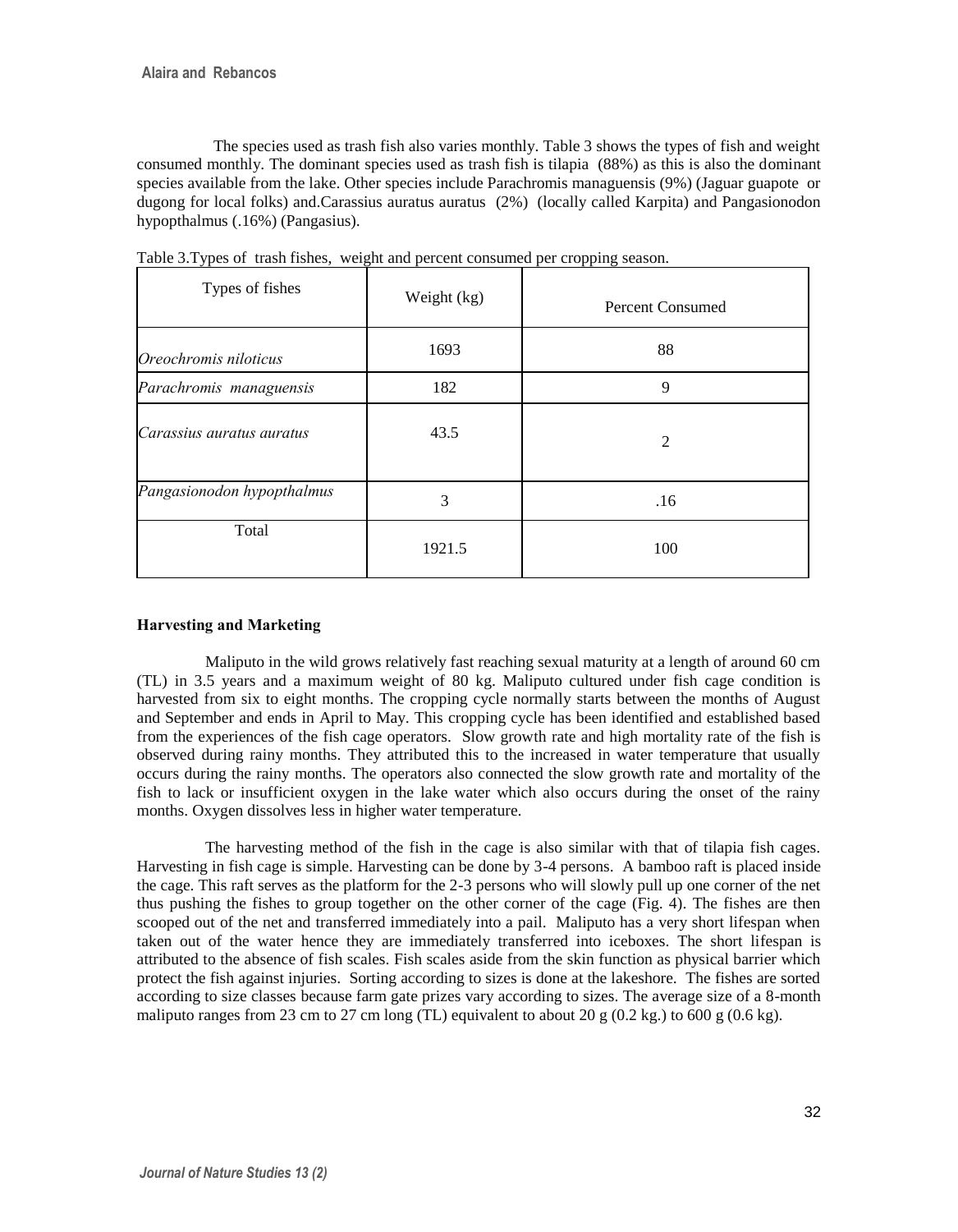The species used as trash fish also varies monthly. Table 3 shows the types of fish and weight consumed monthly. The dominant species used as trash fish is tilapia (88%) as this is also the dominant species available from the lake. Other species include Parachromis managuensis (9%) (Jaguar guapote or dugong for local folks) and.Carassius auratus auratus (2%) (locally called Karpita) and Pangasionodon hypopthalmus (.16%) (Pangasius).

Table 3.Types of trash fishes, weight and percent consumed per cropping season.

| Types of fishes | Weight (kg) | Percent Consumed |
|---|---|---|
| *Oreochromis niloticus* | 1693 | 88 |
| *Parachromis managuensis* | 182 | 9 |
| *Carassius auratus auratus* | 43.5 | 2 |
| *Pangasionodon hypopthalmus* | 3 | .16 |
| Total | 1921.5 | 100 |

**Harvesting and Marketing**

Maliputo in the wild grows relatively fast reaching sexual maturity at a length of around 60 cm (TL) in 3.5 years and a maximum weight of 80 kg. Maliputo cultured under fish cage condition is harvested from six to eight months. The cropping cycle normally starts between the months of August and September and ends in April to May. This cropping cycle has been identified and established based from the experiences of the fish cage operators. Slow growth rate and high mortality rate of the fish is observed during rainy months. They attributed this to the increased in water temperature that usually occurs during the rainy months. The operators also connected the slow growth rate and mortality of the fish to lack or insufficient oxygen in the lake water which also occurs during the onset of the rainy months. Oxygen dissolves less in higher water temperature.

The harvesting method of the fish in the cage is also similar with that of tilapia fish cages. Harvesting in fish cage is simple. Harvesting can be done by 3-4 persons. A bamboo raft is placed inside the cage. This raft serves as the platform for the 2-3 persons who will slowly pull up one corner of the net thus pushing the fishes to group together on the other corner of the cage (Fig. 4). The fishes are then scooped out of the net and transferred immediately into a pail. Maliputo has a very short lifespan when taken out of the water hence they are immediately transferred into iceboxes. The short lifespan is attributed to the absence of fish scales. Fish scales aside from the skin function as physical barrier which protect the fish against injuries. Sorting according to sizes is done at the lakeshore. The fishes are sorted according to size classes because farm gate prizes vary according to sizes. The average size of a 8-month maliputo ranges from 23 cm to 27 cm long (TL) equivalent to about 20 g (0.2 kg.) to 600 g (0.6 kg).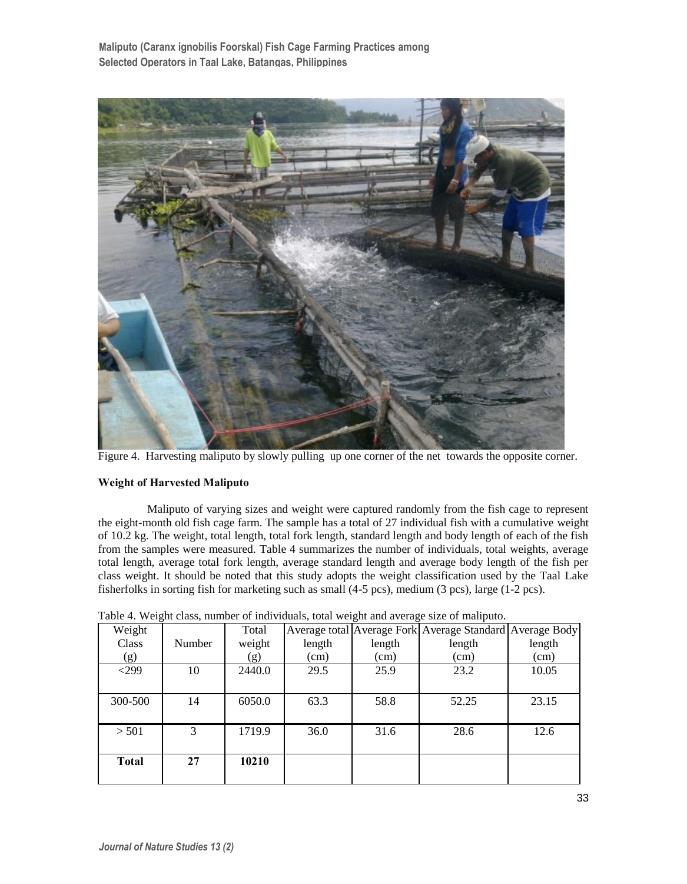Figure 4. Harvesting maliputo by slowly pulling up one corner of the net towards the opposite corner.

**Weight of Harvested Maliputo**

Maliputo of varying sizes and weight were captured randomly from the fish cage to represent the eight-month old fish cage farm. The sample has a total of 27 individual fish with a cumulative weight of 10.2 kg. The weight, total length, total fork length, standard length and body length of each of the fish from the samples were measured. Table 4 summarizes the number of individuals, total weights, average total length, average total fork length, average standard length and average body length of the fish per class weight. It should be noted that this study adopts the weight classification used by the Taal Lake fisherfolks in sorting fish for marketing such as small (4-5 pcs), medium (3 pcs), large (1-2 pcs).

Table 4. Weight class, number of individuals, total weight and average size of maliputo.

| Weight Class (g) | Number | Total weight (g) | Average total length (cm) | Average Fork length (cm) | Average Standard length (cm) | Average Body length (cm) |
|---|---|---|---|---|---|---|
| <299 | 10 | 2440.0 | 29.5 | 25.9 | 23.2 | 10.05 |
| 300-500 | 14 | 6050.0 | 63.3 | 58.8 | 52.25 | 23.15 |
| > 501 | 3 | 1719.9 | 36.0 | 31.6 | 28.6 | 12.6 |
| **Total** | **27** | **10210** | | | | |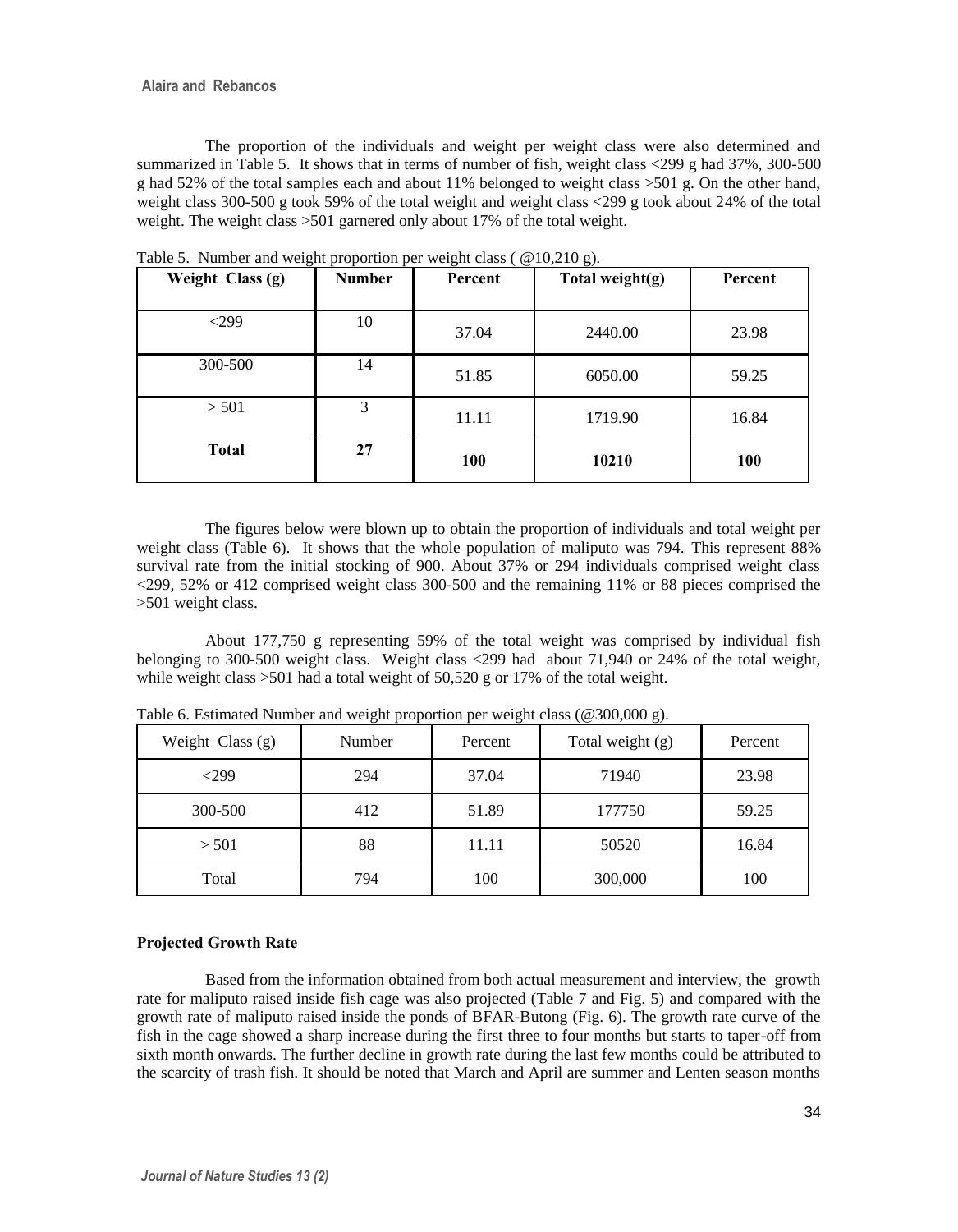The proportion of the individuals and weight per weight class were also determined and summarized in Table 5. It shows that in terms of number of fish, weight class <299 g had 37%, 300-500 g had 52% of the total samples each and about 11% belonged to weight class >501 g. On the other hand, weight class 300-500 g took 59% of the total weight and weight class <299 g took about 24% of the total weight. The weight class >501 garnered only about 17% of the total weight.

Table 5. Number and weight proportion per weight class ( @10,210 g).

| Weight Class (g) | Number | Percent | Total weight(g) | Percent |
|---|---|---|---|---|
| <299 | 10 | 37.04 | 2440.00 | 23.98 |
| 300-500 | 14 | 51.85 | 6050.00 | 59.25 |
| > 501 | 3 | 11.11 | 1719.90 | 16.84 |
| **Total** | **27** | **100** | **10210** | **100** |

The figures below were blown up to obtain the proportion of individuals and total weight per weight class (Table 6). It shows that the whole population of maliputo was 794. This represent 88% survival rate from the initial stocking of 900. About 37% or 294 individuals comprised weight class <299, 52% or 412 comprised weight class 300-500 and the remaining 11% or 88 pieces comprised the >501 weight class.

About 177,750 g representing 59% of the total weight was comprised by individual fish belonging to 300-500 weight class. Weight class <299 had about 71,940 or 24% of the total weight, while weight class >501 had a total weight of 50,520 g or 17% of the total weight.

Table 6. Estimated Number and weight proportion per weight class (@300,000 g).

| Weight Class (g) | Number | Percent | Total weight (g) | Percent |
|---|---|---|---|---|
| <299 | 294 | 37.04 | 71940 | 23.98 |
| 300-500 | 412 | 51.89 | 177750 | 59.25 |
| > 501 | 88 | 11.11 | 50520 | 16.84 |
| Total | 794 | 100 | 300,000 | 100 |

**Projected Growth Rate**

Based from the information obtained from both actual measurement and interview, the growth rate for maliputo raised inside fish cage was also projected (Table 7 and Fig. 5) and compared with the growth rate of maliputo raised inside the ponds of BFAR-Butong (Fig. 6). The growth rate curve of the fish in the cage showed a sharp increase during the first three to four months but starts to taper-off from sixth month onwards. The further decline in growth rate during the last few months could be attributed to the scarcity of trash fish. It should be noted that March and April are summer and Lenten season months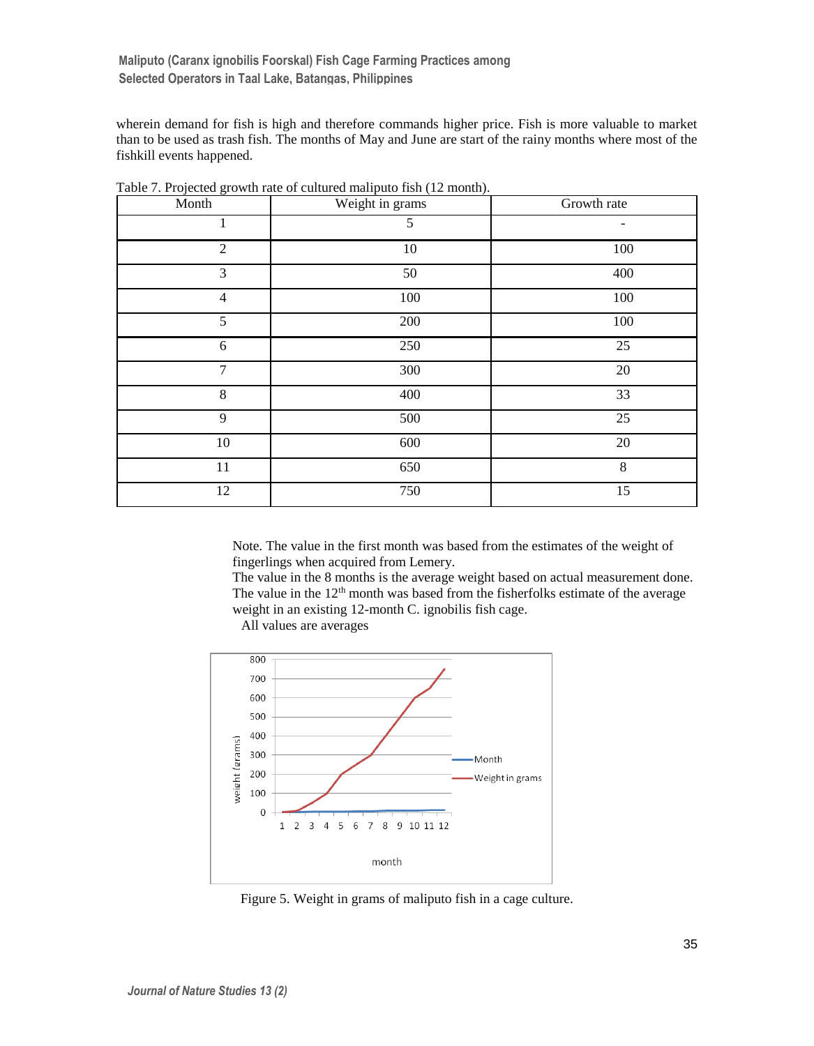wherein demand for fish is high and therefore commands higher price. Fish is more valuable to market than to be used as trash fish. The months of May and June are start of the rainy months where most of the fishkill events happened.

Table 7. Projected growth rate of cultured maliputo fish (12 month).

| Month | Weight in grams | Growth rate |
|---|---|---|
| 1 | 5 | - |
| 2 | 10 | 100 |
| 3 | 50 | 400 |
| 4 | 100 | 100 |
| 5 | 200 | 100 |
| 6 | 250 | 25 |
| 7 | 300 | 20 |
| 8 | 400 | 33 |
| 9 | 500 | 25 |
| 10 | 600 | 20 |
| 11 | 650 | 8 |
| 12 | 750 | 15 |

Note. The value in the first month was based from the estimates of the weight of fingerlings when acquired from Lemery.
The value in the 8 months is the average weight based on actual measurement done.
The value in the 12th month was based from the fisherfolks estimate of the average weight in an existing 12-month C. ignobilis fish cage.
All values are averages

Figure 5. Weight in grams of maliputo fish in a cage culture.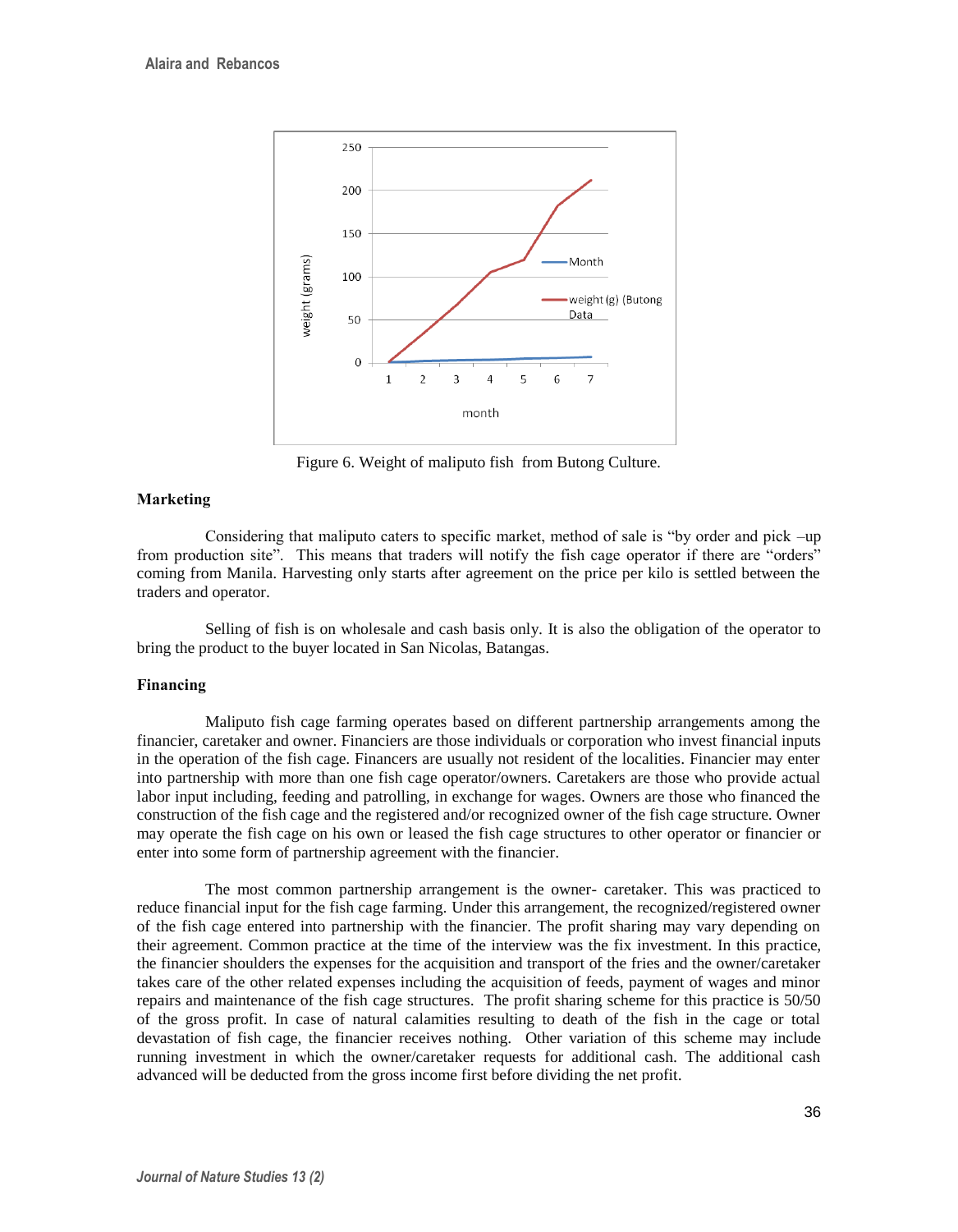Figure 6. Weight of maliputo fish from Butong Culture.

### Marketing

Considering that maliputo caters to specific market, method of sale is "by order and pick –up from production site". This means that traders will notify the fish cage operator if there are "orders" coming from Manila. Harvesting only starts after agreement on the price per kilo is settled between the traders and operator.

Selling of fish is on wholesale and cash basis only. It is also the obligation of the operator to bring the product to the buyer located in San Nicolas, Batangas.

### Financing

Maliputo fish cage farming operates based on different partnership arrangements among the financier, caretaker and owner. Financiers are those individuals or corporation who invest financial inputs in the operation of the fish cage. Financers are usually not resident of the localities. Financier may enter into partnership with more than one fish cage operator/owners. Caretakers are those who provide actual labor input including, feeding and patrolling, in exchange for wages. Owners are those who financed the construction of the fish cage and the registered and/or recognized owner of the fish cage structure. Owner may operate the fish cage on his own or leased the fish cage structures to other operator or financier or enter into some form of partnership agreement with the financier.

The most common partnership arrangement is the owner- caretaker. This was practiced to reduce financial input for the fish cage farming. Under this arrangement, the recognized/registered owner of the fish cage entered into partnership with the financier. The profit sharing may vary depending on their agreement. Common practice at the time of the interview was the fix investment. In this practice, the financier shoulders the expenses for the acquisition and transport of the fries and the owner/caretaker takes care of the other related expenses including the acquisition of feeds, payment of wages and minor repairs and maintenance of the fish cage structures. The profit sharing scheme for this practice is 50/50 of the gross profit. In case of natural calamities resulting to death of the fish in the cage or total devastation of fish cage, the financier receives nothing. Other variation of this scheme may include running investment in which the owner/caretaker requests for additional cash. The additional cash advanced will be deducted from the gross income first before dividing the net profit.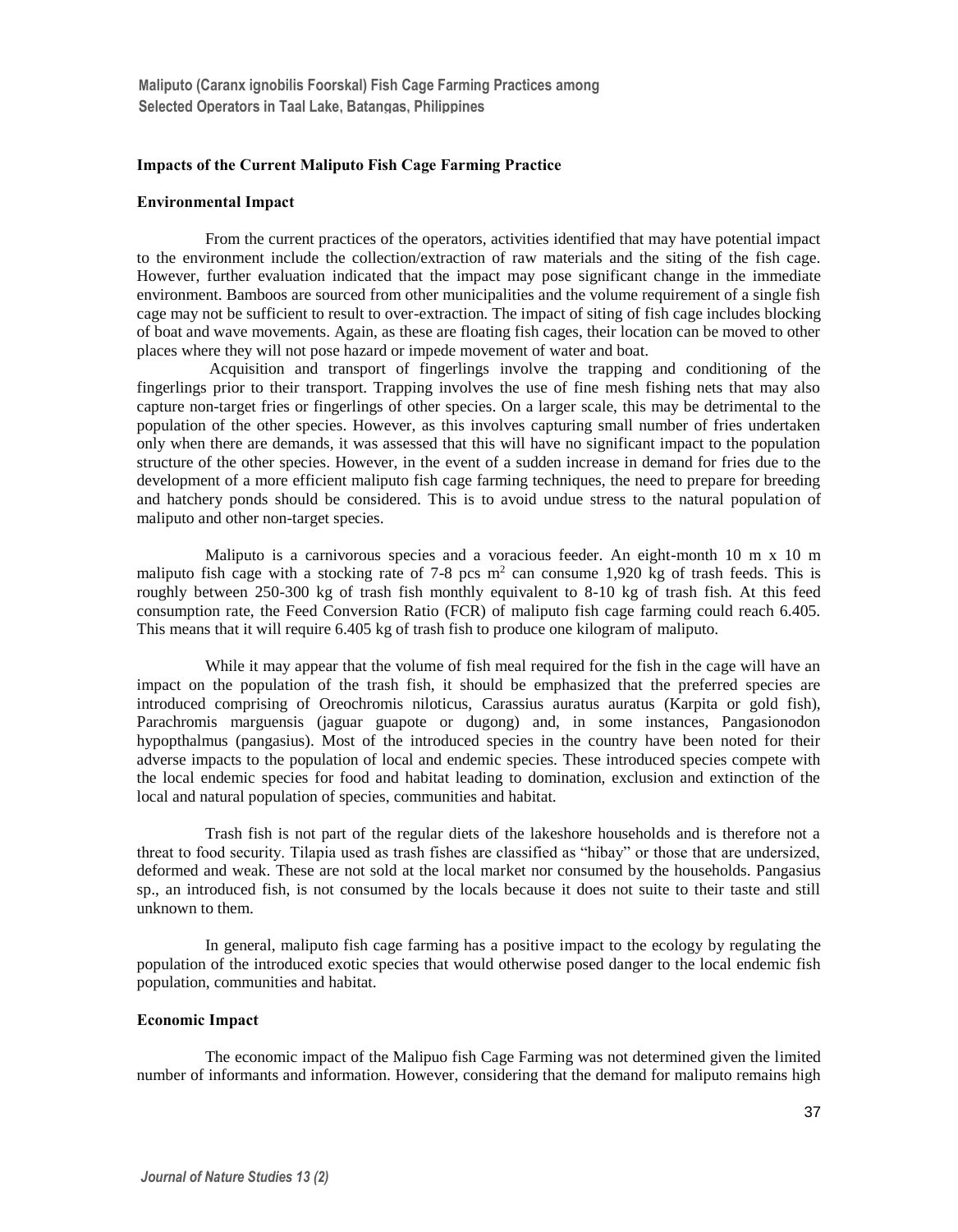### Impacts of the Current Maliputo Fish Cage Farming Practice

#### Environmental Impact

From the current practices of the operators, activities identified that may have potential impact to the environment include the collection/extraction of raw materials and the siting of the fish cage. However, further evaluation indicated that the impact may pose significant change in the immediate environment. Bamboos are sourced from other municipalities and the volume requirement of a single fish cage may not be sufficient to result to over-extraction. The impact of siting of fish cage includes blocking of boat and wave movements. Again, as these are floating fish cages, their location can be moved to other places where they will not pose hazard or impede movement of water and boat.

Acquisition and transport of fingerlings involve the trapping and conditioning of the fingerlings prior to their transport. Trapping involves the use of fine mesh fishing nets that may also capture non-target fries or fingerlings of other species. On a larger scale, this may be detrimental to the population of the other species. However, as this involves capturing small number of fries undertaken only when there are demands, it was assessed that this will have no significant impact to the population structure of the other species. However, in the event of a sudden increase in demand for fries due to the development of a more efficient maliputo fish cage farming techniques, the need to prepare for breeding and hatchery ponds should be considered. This is to avoid undue stress to the natural population of maliputo and other non-target species.

Maliputo is a carnivorous species and a voracious feeder. An eight-month 10 m x 10 m maliputo fish cage with a stocking rate of 7-8 pcs $m^2$ can consume 1,920 kg of trash feeds. This is roughly between 250-300 kg of trash fish monthly equivalent to 8-10 kg of trash fish. At this feed consumption rate, the Feed Conversion Ratio (FCR) of maliputo fish cage farming could reach 6.405. This means that it will require 6.405 kg of trash fish to produce one kilogram of maliputo.

While it may appear that the volume of fish meal required for the fish in the cage will have an impact on the population of the trash fish, it should be emphasized that the preferred species are introduced comprising of Oreochromis niloticus, Carassius auratus auratus (Karpita or gold fish), Parachromis marguensis (jaguar guapote or dugong) and, in some instances, Pangasionodon hypopthalmus (pangasius). Most of the introduced species in the country have been noted for their adverse impacts to the population of local and endemic species. These introduced species compete with the local endemic species for food and habitat leading to domination, exclusion and extinction of the local and natural population of species, communities and habitat.

Trash fish is not part of the regular diets of the lakeshore households and is therefore not a threat to food security. Tilapia used as trash fishes are classified as "hibay" or those that are undersized, deformed and weak. These are not sold at the local market nor consumed by the households. Pangasius sp., an introduced fish, is not consumed by the locals because it does not suite to their taste and still unknown to them.

In general, maliputo fish cage farming has a positive impact to the ecology by regulating the population of the introduced exotic species that would otherwise posed danger to the local endemic fish population, communities and habitat.

#### Economic Impact

The economic impact of the Malipuo fish Cage Farming was not determined given the limited number of informants and information. However, considering that the demand for maliputo remains high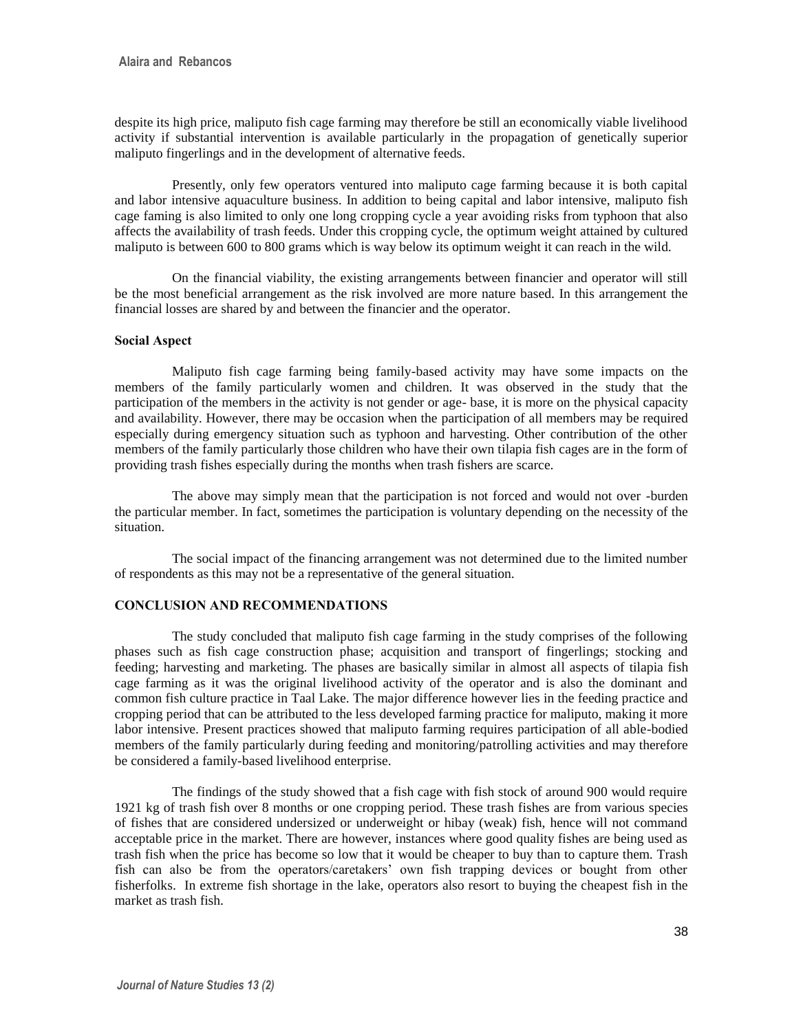despite its high price, maliputo fish cage farming may therefore be still an economically viable livelihood activity if substantial intervention is available particularly in the propagation of genetically superior maliputo fingerlings and in the development of alternative feeds.

Presently, only few operators ventured into maliputo cage farming because it is both capital and labor intensive aquaculture business. In addition to being capital and labor intensive, maliputo fish cage faming is also limited to only one long cropping cycle a year avoiding risks from typhoon that also affects the availability of trash feeds. Under this cropping cycle, the optimum weight attained by cultured maliputo is between 600 to 800 grams which is way below its optimum weight it can reach in the wild.

On the financial viability, the existing arrangements between financier and operator will still be the most beneficial arrangement as the risk involved are more nature based. In this arrangement the financial losses are shared by and between the financier and the operator.

**Social Aspect**

Maliputo fish cage farming being family-based activity may have some impacts on the members of the family particularly women and children. It was observed in the study that the participation of the members in the activity is not gender or age- base, it is more on the physical capacity and availability. However, there may be occasion when the participation of all members may be required especially during emergency situation such as typhoon and harvesting. Other contribution of the other members of the family particularly those children who have their own tilapia fish cages are in the form of providing trash fishes especially during the months when trash fishers are scarce.

The above may simply mean that the participation is not forced and would not over -burden the particular member. In fact, sometimes the participation is voluntary depending on the necessity of the situation.

The social impact of the financing arrangement was not determined due to the limited number of respondents as this may not be a representative of the general situation.

## CONCLUSION AND RECOMMENDATIONS

The study concluded that maliputo fish cage farming in the study comprises of the following phases such as fish cage construction phase; acquisition and transport of fingerlings; stocking and feeding; harvesting and marketing. The phases are basically similar in almost all aspects of tilapia fish cage farming as it was the original livelihood activity of the operator and is also the dominant and common fish culture practice in Taal Lake. The major difference however lies in the feeding practice and cropping period that can be attributed to the less developed farming practice for maliputo, making it more labor intensive. Present practices showed that maliputo farming requires participation of all able-bodied members of the family particularly during feeding and monitoring/patrolling activities and may therefore be considered a family-based livelihood enterprise.

The findings of the study showed that a fish cage with fish stock of around 900 would require 1921 kg of trash fish over 8 months or one cropping period. These trash fishes are from various species of fishes that are considered undersized or underweight or hibay (weak) fish, hence will not command acceptable price in the market. There are however, instances where good quality fishes are being used as trash fish when the price has become so low that it would be cheaper to buy than to capture them. Trash fish can also be from the operators/caretakers' own fish trapping devices or bought from other fisherfolks. In extreme fish shortage in the lake, operators also resort to buying the cheapest fish in the market as trash fish.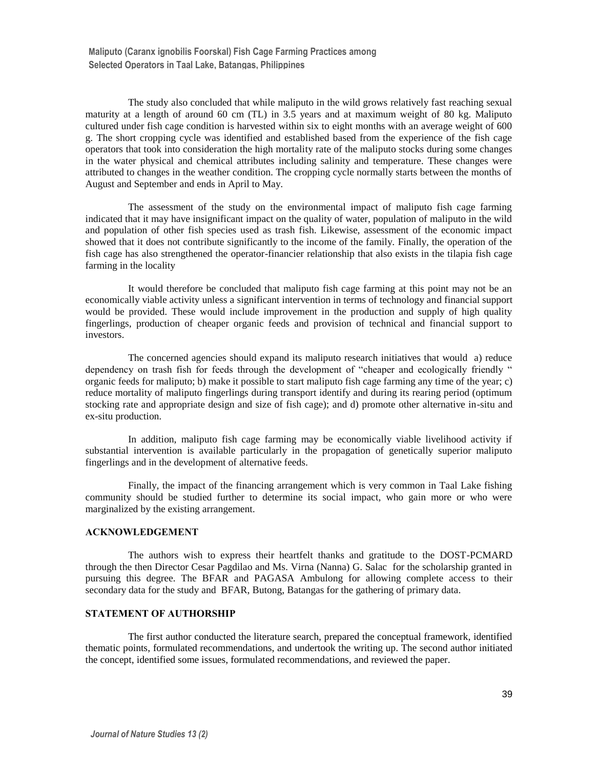The study also concluded that while maliputo in the wild grows relatively fast reaching sexual maturity at a length of around 60 cm (TL) in 3.5 years and at maximum weight of 80 kg. Maliputo cultured under fish cage condition is harvested within six to eight months with an average weight of 600 g. The short cropping cycle was identified and established based from the experience of the fish cage operators that took into consideration the high mortality rate of the maliputo stocks during some changes in the water physical and chemical attributes including salinity and temperature. These changes were attributed to changes in the weather condition. The cropping cycle normally starts between the months of August and September and ends in April to May.

The assessment of the study on the environmental impact of maliputo fish cage farming indicated that it may have insignificant impact on the quality of water, population of maliputo in the wild and population of other fish species used as trash fish. Likewise, assessment of the economic impact showed that it does not contribute significantly to the income of the family. Finally, the operation of the fish cage has also strengthened the operator-financier relationship that also exists in the tilapia fish cage farming in the locality

It would therefore be concluded that maliputo fish cage farming at this point may not be an economically viable activity unless a significant intervention in terms of technology and financial support would be provided. These would include improvement in the production and supply of high quality fingerlings, production of cheaper organic feeds and provision of technical and financial support to investors.

The concerned agencies should expand its maliputo research initiatives that would a) reduce dependency on trash fish for feeds through the development of "cheaper and ecologically friendly " organic feeds for maliputo; b) make it possible to start maliputo fish cage farming any time of the year; c) reduce mortality of maliputo fingerlings during transport identify and during its rearing period (optimum stocking rate and appropriate design and size of fish cage); and d) promote other alternative in-situ and ex-situ production.

In addition, maliputo fish cage farming may be economically viable livelihood activity if substantial intervention is available particularly in the propagation of genetically superior maliputo fingerlings and in the development of alternative feeds.

Finally, the impact of the financing arrangement which is very common in Taal Lake fishing community should be studied further to determine its social impact, who gain more or who were marginalized by the existing arrangement.

## ACKNOWLEDGEMENT

The authors wish to express their heartfelt thanks and gratitude to the DOST-PCMARD through the then Director Cesar Pagdilao and Ms. Virna (Nanna) G. Salac for the scholarship granted in pursuing this degree. The BFAR and PAGASA Ambulong for allowing complete access to their secondary data for the study and BFAR, Butong, Batangas for the gathering of primary data.

## STATEMENT OF AUTHORSHIP

The first author conducted the literature search, prepared the conceptual framework, identified thematic points, formulated recommendations, and undertook the writing up. The second author initiated the concept, identified some issues, formulated recommendations, and reviewed the paper.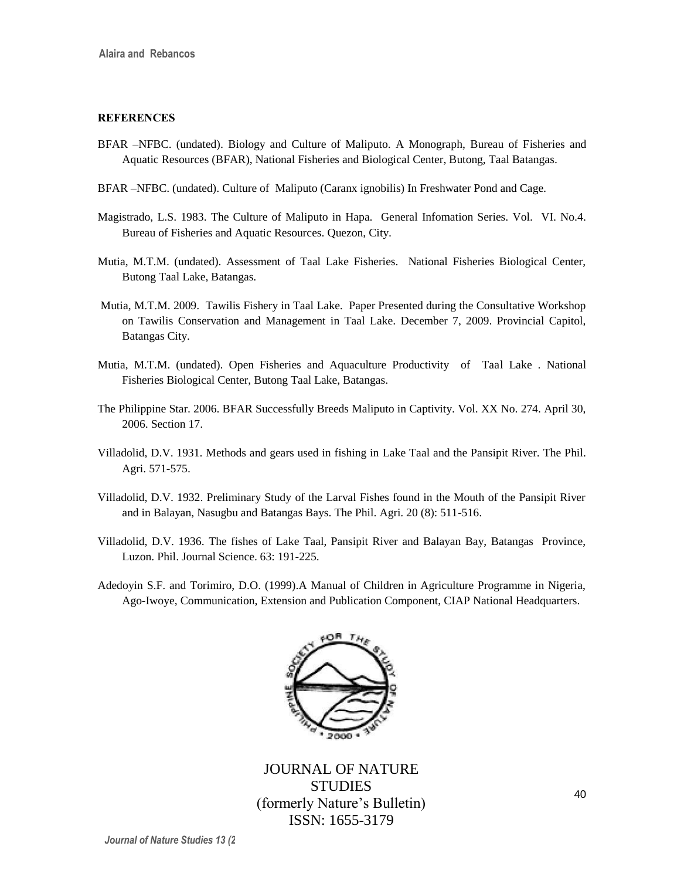## REFERENCES

BFAR –NFBC. (undated). Biology and Culture of Maliputo. A Monograph, Bureau of Fisheries and Aquatic Resources (BFAR), National Fisheries and Biological Center, Butong, Taal Batangas.

BFAR –NFBC. (undated). Culture of Maliputo (Caranx ignobilis) In Freshwater Pond and Cage.

Magistrado, L.S. 1983. The Culture of Maliputo in Hapa. General Infomation Series. Vol. VI. No.4. Bureau of Fisheries and Aquatic Resources. Quezon, City.

Mutia, M.T.M. (undated). Assessment of Taal Lake Fisheries. National Fisheries Biological Center, Butong Taal Lake, Batangas.

Mutia, M.T.M. 2009. Tawilis Fishery in Taal Lake. Paper Presented during the Consultative Workshop on Tawilis Conservation and Management in Taal Lake. December 7, 2009. Provincial Capitol, Batangas City.

Mutia, M.T.M. (undated). Open Fisheries and Aquaculture Productivity of Taal Lake . National Fisheries Biological Center, Butong Taal Lake, Batangas.

The Philippine Star. 2006. BFAR Successfully Breeds Maliputo in Captivity. Vol. XX No. 274. April 30, 2006. Section 17.

Villadolid, D.V. 1931. Methods and gears used in fishing in Lake Taal and the Pansipit River. The Phil. Agri. 571-575.

Villadolid, D.V. 1932. Preliminary Study of the Larval Fishes found in the Mouth of the Pansipit River and in Balayan, Nasugbu and Batangas Bays. The Phil. Agri. 20 (8): 511-516.

Villadolid, D.V. 1936. The fishes of Lake Taal, Pansipit River and Balayan Bay, Batangas Province, Luzon. Phil. Journal Science. 63: 191-225.

Adedoyin S.F. and Torimiro, D.O. (1999).A Manual of Children in Agriculture Programme in Nigeria, Ago-Iwoye, Communication, Extension and Publication Component, CIAP National Headquarters.